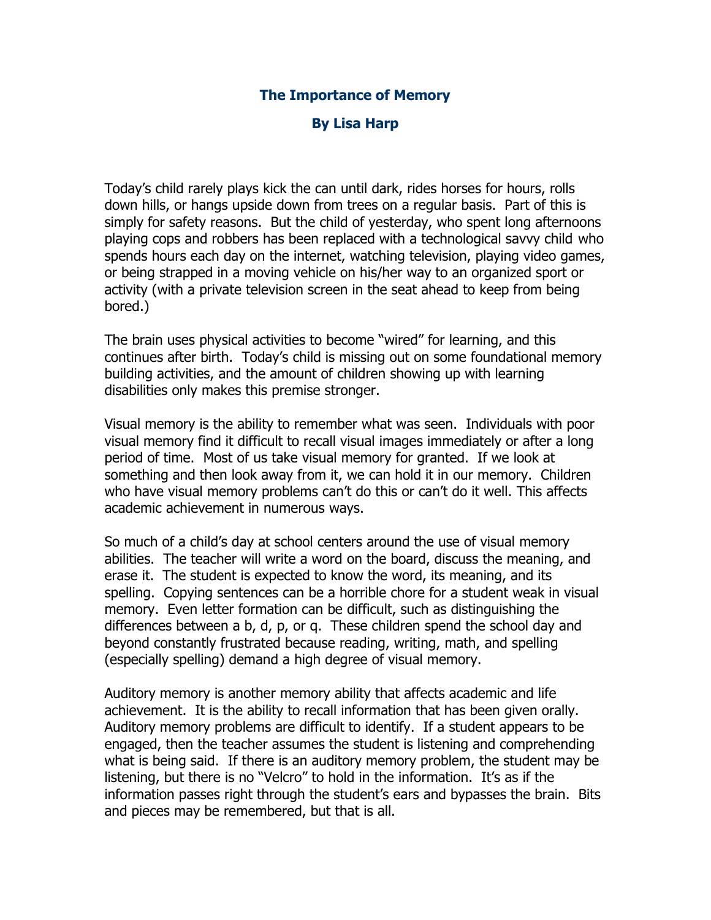# The Importance of Memory

**By Lisa Harp**

Today's child rarely plays kick the can until dark, rides horses for hours, rolls down hills, or hangs upside down from trees on a regular basis. Part of this is simply for safety reasons. But the child of yesterday, who spent long afternoons playing cops and robbers has been replaced with a technological savvy child who spends hours each day on the internet, watching television, playing video games, or being strapped in a moving vehicle on his/her way to an organized sport or activity (with a private television screen in the seat ahead to keep from being bored.)

The brain uses physical activities to become "wired" for learning, and this continues after birth. Today's child is missing out on some foundational memory building activities, and the amount of children showing up with learning disabilities only makes this premise stronger.

Visual memory is the ability to remember what was seen. Individuals with poor visual memory find it difficult to recall visual images immediately or after a long period of time. Most of us take visual memory for granted. If we look at something and then look away from it, we can hold it in our memory. Children who have visual memory problems can't do this or can't do it well. This affects academic achievement in numerous ways.

So much of a child's day at school centers around the use of visual memory abilities. The teacher will write a word on the board, discuss the meaning, and erase it. The student is expected to know the word, its meaning, and its spelling. Copying sentences can be a horrible chore for a student weak in visual memory. Even letter formation can be difficult, such as distinguishing the differences between a b, d, p, or q. These children spend the school day and beyond constantly frustrated because reading, writing, math, and spelling (especially spelling) demand a high degree of visual memory.

Auditory memory is another memory ability that affects academic and life achievement. It is the ability to recall information that has been given orally. Auditory memory problems are difficult to identify. If a student appears to be engaged, then the teacher assumes the student is listening and comprehending what is being said. If there is an auditory memory problem, the student may be listening, but there is no "Velcro" to hold in the information. It's as if the information passes right through the student's ears and bypasses the brain. Bits and pieces may be remembered, but that is all.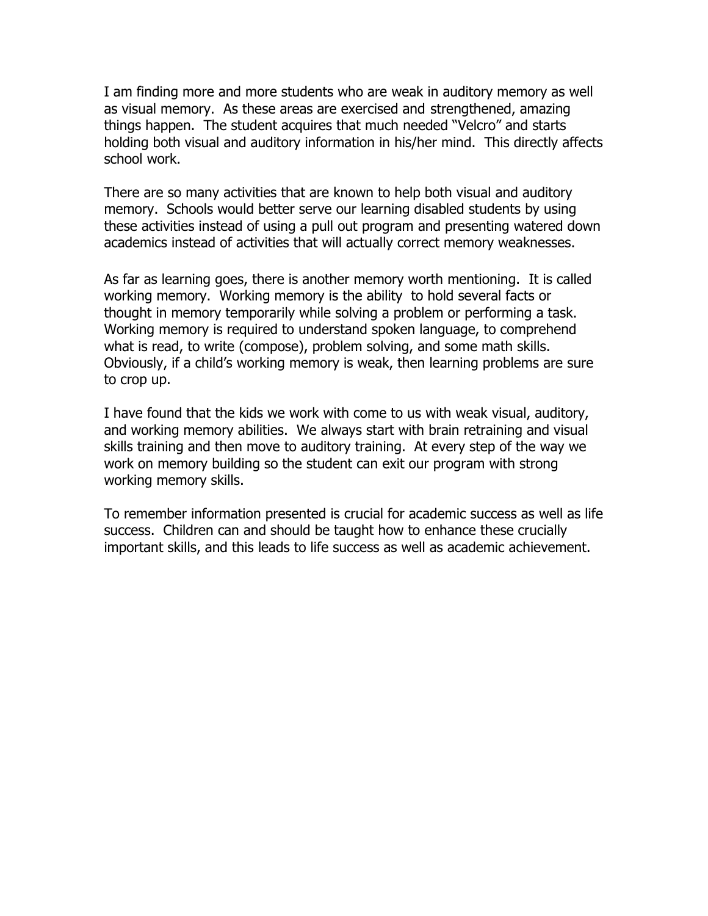I am finding more and more students who are weak in auditory memory as well as visual memory. As these areas are exercised and strengthened, amazing things happen. The student acquires that much needed "Velcro" and starts holding both visual and auditory information in his/her mind. This directly affects school work.

There are so many activities that are known to help both visual and auditory memory. Schools would better serve our learning disabled students by using these activities instead of using a pull out program and presenting watered down academics instead of activities that will actually correct memory weaknesses.

As far as learning goes, there is another memory worth mentioning. It is called working memory. Working memory is the ability to hold several facts or thought in memory temporarily while solving a problem or performing a task. Working memory is required to understand spoken language, to comprehend what is read, to write (compose), problem solving, and some math skills. Obviously, if a child's working memory is weak, then learning problems are sure to crop up.

I have found that the kids we work with come to us with weak visual, auditory, and working memory abilities. We always start with brain retraining and visual skills training and then move to auditory training. At every step of the way we work on memory building so the student can exit our program with strong working memory skills.

To remember information presented is crucial for academic success as well as life success. Children can and should be taught how to enhance these crucially important skills, and this leads to life success as well as academic achievement.